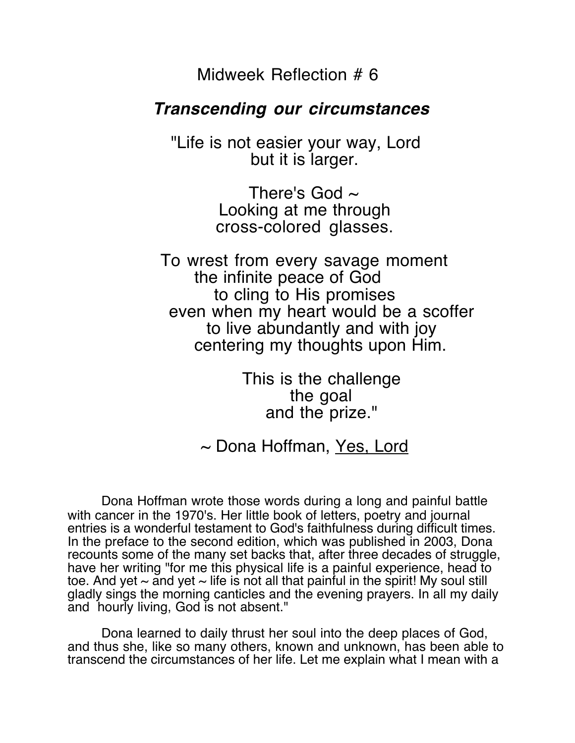# Midweek Reflection # 6

## ***Transcending our circumstances***

"Life is not easier your way, Lord  
but it is larger.

There's God ~  
Looking at me through  
cross-colored glasses.

To wrest from every savage moment  
the infinite peace of God  
to cling to His promises  
even when my heart would be a scoffer  
to live abundantly and with joy  
centering my thoughts upon Him.

This is the challenge  
the goal  
and the prize."

~ Dona Hoffman, <u>Yes, Lord</u>

Dona Hoffman wrote those words during a long and painful battle with cancer in the 1970's. Her little book of letters, poetry and journal entries is a wonderful testament to God's faithfulness during difficult times. In the preface to the second edition, which was published in 2003, Dona recounts some of the many set backs that, after three decades of struggle, have her writing "for me this physical life is a painful experience, head to toe. And yet ~ and yet ~ life is not all that painful in the spirit! My soul still gladly sings the morning canticles and the evening prayers. In all my daily and hourly living, God is not absent."

Dona learned to daily thrust her soul into the deep places of God, and thus she, like so many others, known and unknown, has been able to transcend the circumstances of her life. Let me explain what I mean with a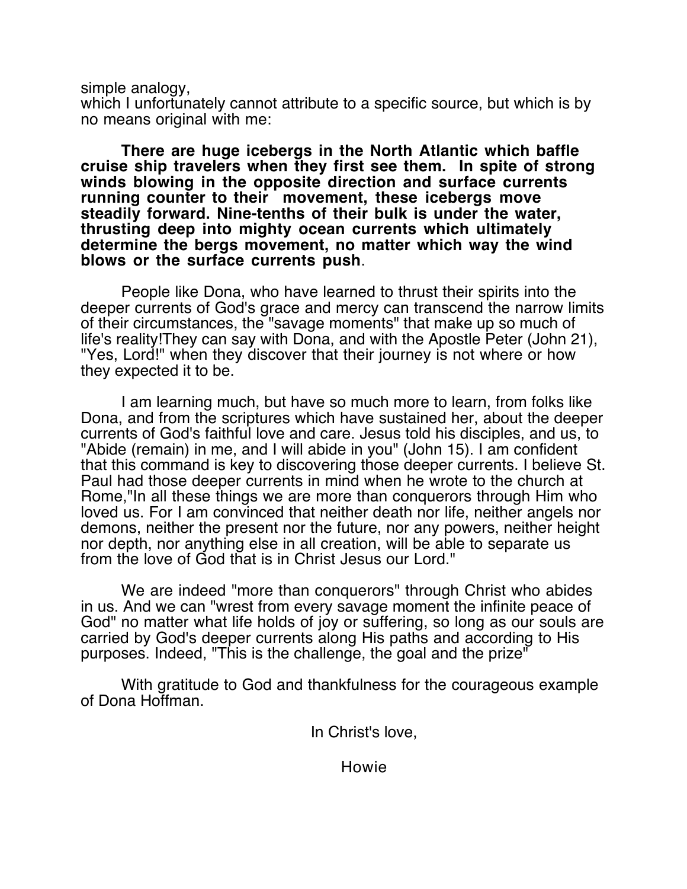simple analogy,
which I unfortunately cannot attribute to a specific source, but which is by no means original with me:

**There are huge icebergs in the North Atlantic which baffle cruise ship travelers when they first see them. In spite of strong winds blowing in the opposite direction and surface currents running counter to their movement, these icebergs move steadily forward. Nine-tenths of their bulk is under the water, thrusting deep into mighty ocean currents which ultimately determine the bergs movement, no matter which way the wind blows or the surface currents push**.

People like Dona, who have learned to thrust their spirits into the deeper currents of God's grace and mercy can transcend the narrow limits of their circumstances, the "savage moments" that make up so much of life's reality!They can say with Dona, and with the Apostle Peter (John 21), "Yes, Lord!" when they discover that their journey is not where or how they expected it to be.

I am learning much, but have so much more to learn, from folks like Dona, and from the scriptures which have sustained her, about the deeper currents of God's faithful love and care. Jesus told his disciples, and us, to "Abide (remain) in me, and I will abide in you" (John 15). I am confident that this command is key to discovering those deeper currents. I believe St. Paul had those deeper currents in mind when he wrote to the church at Rome,"In all these things we are more than conquerors through Him who loved us. For I am convinced that neither death nor life, neither angels nor demons, neither the present nor the future, nor any powers, neither height nor depth, nor anything else in all creation, will be able to separate us from the love of God that is in Christ Jesus our Lord."

We are indeed "more than conquerors" through Christ who abides in us. And we can "wrest from every savage moment the infinite peace of God" no matter what life holds of joy or suffering, so long as our souls are carried by God's deeper currents along His paths and according to His purposes. Indeed, "This is the challenge, the goal and the prize"

With gratitude to God and thankfulness for the courageous example of Dona Hoffman.

In Christ's love,

Howie